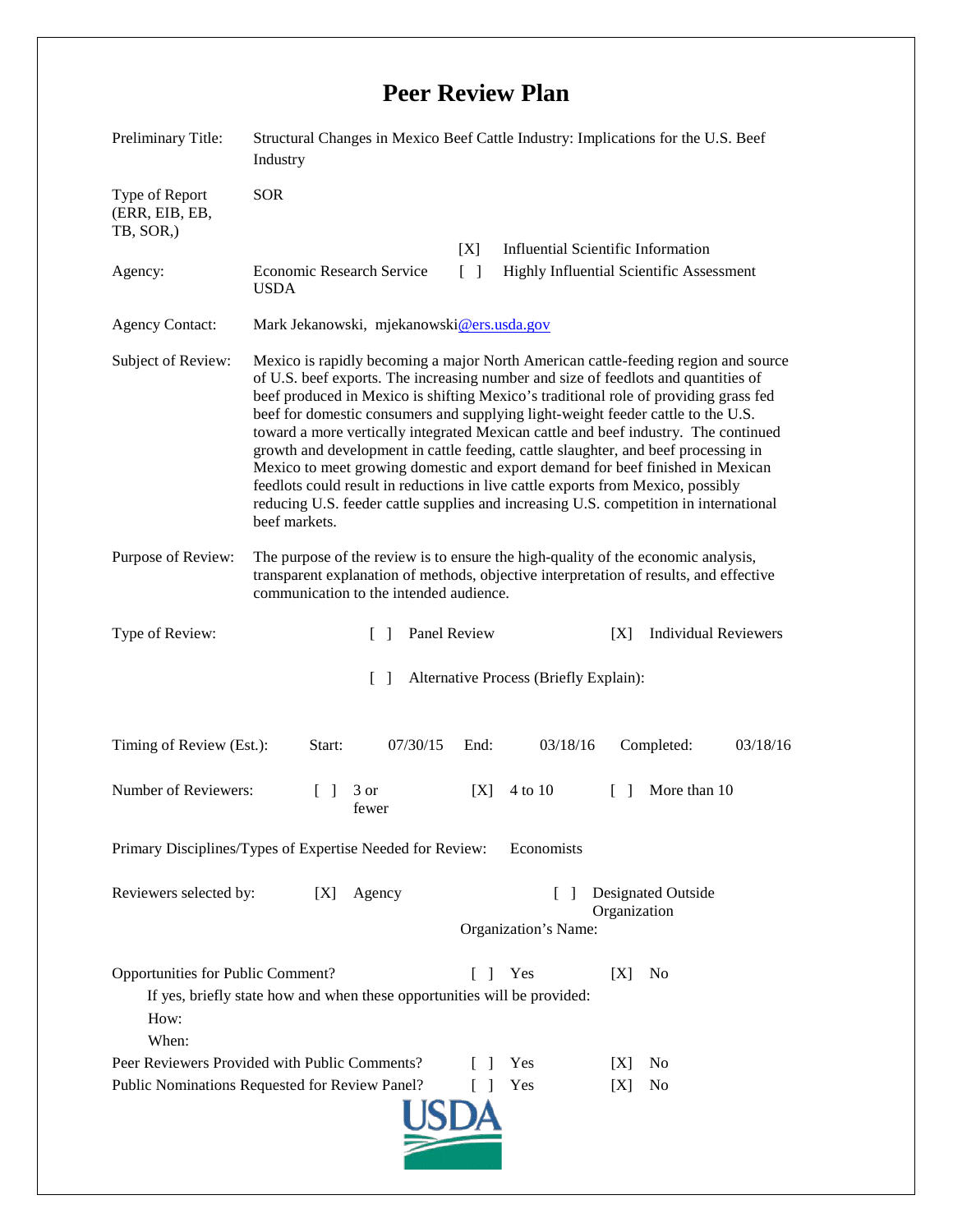# Peer Review Plan

Preliminary Title: Structural Changes in Mexico Beef Cattle Industry: Implications for the U.S. Beef Industry

Type of Report (ERR, EIB, EB, TB, SOR,): SOR

Agency: Economic Research Service USDA

[X] Influential Scientific Information

[ ] Highly Influential Scientific Assessment

Agency Contact: Mark Jekanowski, mjekanowski@ers.usda.gov

Subject of Review: Mexico is rapidly becoming a major North American cattle-feeding region and source of U.S. beef exports. The increasing number and size of feedlots and quantities of beef produced in Mexico is shifting Mexico's traditional role of providing grass fed beef for domestic consumers and supplying light-weight feeder cattle to the U.S. toward a more vertically integrated Mexican cattle and beef industry. The continued growth and development in cattle feeding, cattle slaughter, and beef processing in Mexico to meet growing domestic and export demand for beef finished in Mexican feedlots could result in reductions in live cattle exports from Mexico, possibly reducing U.S. feeder cattle supplies and increasing U.S. competition in international beef markets.

Purpose of Review: The purpose of the review is to ensure the high-quality of the economic analysis, transparent explanation of methods, objective interpretation of results, and effective communication to the intended audience.

Type of Review: [ ] Panel Review [X] Individual Reviewers

[ ] Alternative Process (Briefly Explain):

Timing of Review (Est.): Start: 07/30/15 End: 03/18/16 Completed: 03/18/16

Number of Reviewers: [ ] 3 or fewer [X] 4 to 10 [ ] More than 10

Primary Disciplines/Types of Expertise Needed for Review: Economists

Reviewers selected by: [X] Agency [ ] Designated Outside Organization

Organization's Name:

Opportunities for Public Comment? [ ] Yes [X] No

If yes, briefly state how and when these opportunities will be provided:

How:

When:

Peer Reviewers Provided with Public Comments? [ ] Yes [X] No

Public Nominations Requested for Review Panel? [ ] Yes [X] No